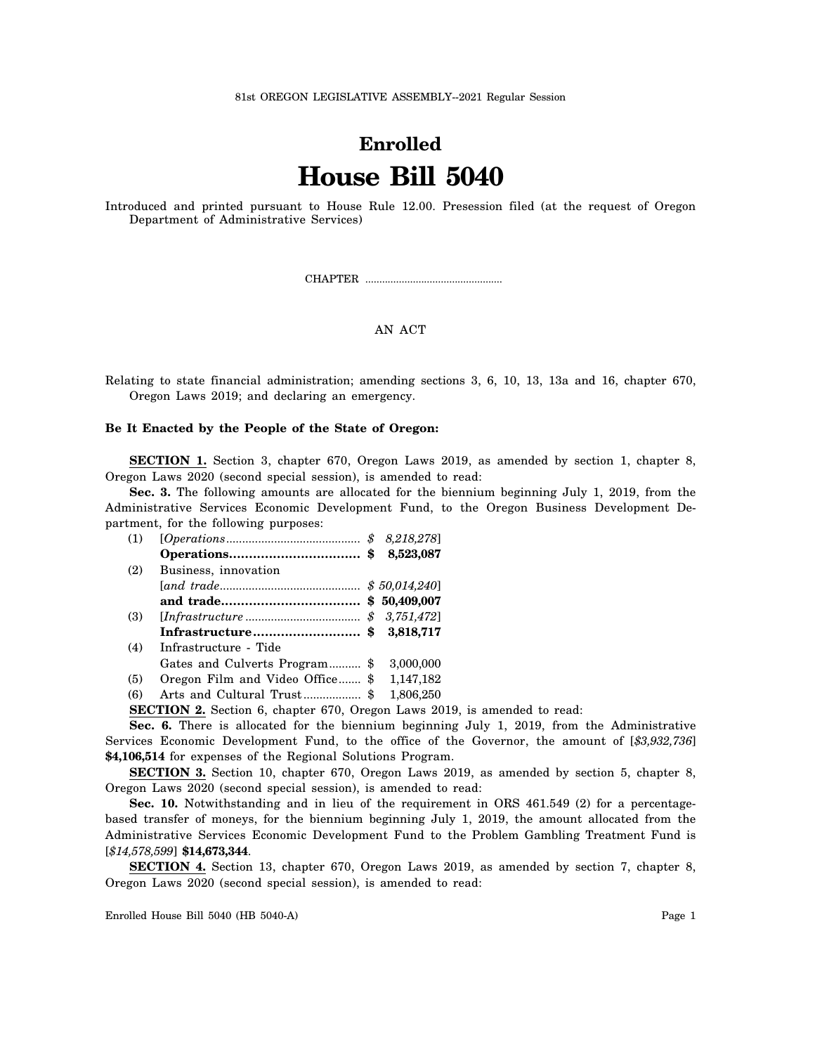81st OREGON LEGISLATIVE ASSEMBLY--2021 Regular Session

# Enrolled
# House Bill 5040

Introduced and printed pursuant to House Rule 12.00. Presession filed (at the request of Oregon Department of Administrative Services)

CHAPTER .................................................

AN ACT

Relating to state financial administration; amending sections 3, 6, 10, 13, 13a and 16, chapter 670, Oregon Laws 2019; and declaring an emergency.

**Be It Enacted by the People of the State of Oregon:**

**SECTION 1.** Section 3, chapter 670, Oregon Laws 2019, as amended by section 1, chapter 8, Oregon Laws 2020 (second special session), is amended to read:

**Sec. 3.** The following amounts are allocated for the biennium beginning July 1, 2019, from the Administrative Services Economic Development Fund, to the Oregon Business Development Department, for the following purposes:

(1) [*Operations.......................................... $ 8,218,278*]
**Operations................................ $ 8,523,087**

(2) Business, innovation
[*and trade........................................... $ 50,014,240*]
**and trade.................................. $ 50,409,007**

(3) [*Infrastructure .................................... $ 3,751,472*]
**Infrastructure.......................... $ 3,818,717**

(4) Infrastructure - Tide
Gates and Culverts Program.......... $ 3,000,000

(5) Oregon Film and Video Office....... $ 1,147,182

(6) Arts and Cultural Trust.................. $ 1,806,250

**SECTION 2.** Section 6, chapter 670, Oregon Laws 2019, is amended to read:

**Sec. 6.** There is allocated for the biennium beginning July 1, 2019, from the Administrative Services Economic Development Fund, to the office of the Governor, the amount of [*$3,932,736*] **$4,106,514** for expenses of the Regional Solutions Program.

**SECTION 3.** Section 10, chapter 670, Oregon Laws 2019, as amended by section 5, chapter 8, Oregon Laws 2020 (second special session), is amended to read:

**Sec. 10.** Notwithstanding and in lieu of the requirement in ORS 461.549 (2) for a percentage-based transfer of moneys, for the biennium beginning July 1, 2019, the amount allocated from the Administrative Services Economic Development Fund to the Problem Gambling Treatment Fund is [*$14,578,599*] **$14,673,344**.

**SECTION 4.** Section 13, chapter 670, Oregon Laws 2019, as amended by section 7, chapter 8, Oregon Laws 2020 (second special session), is amended to read: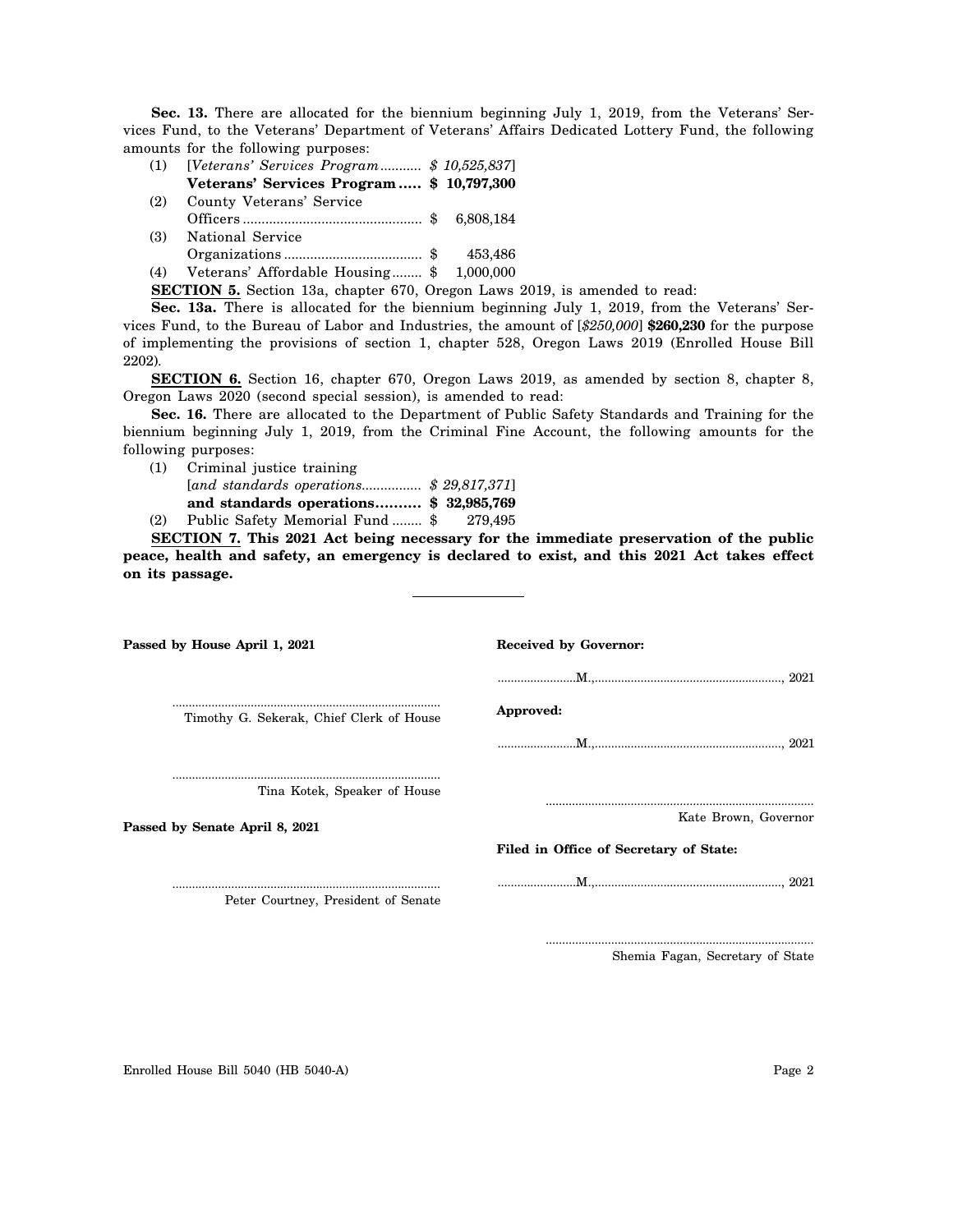**Sec. 13.** There are allocated for the biennium beginning July 1, 2019, from the Veterans' Services Fund, to the Veterans' Department of Veterans' Affairs Dedicated Lottery Fund, the following amounts for the following purposes:

(1) [*Veterans' Services Program........... $ 10,525,837*]
**Veterans' Services Program..... $ 10,797,300**

(2) County Veterans' Service Officers................................................ $ 6,808,184

(3) National Service Organizations..................................... $ 453,486

(4) Veterans' Affordable Housing........ $ 1,000,000

**SECTION 5.** Section 13a, chapter 670, Oregon Laws 2019, is amended to read:

**Sec. 13a.** There is allocated for the biennium beginning July 1, 2019, from the Veterans' Services Fund, to the Bureau of Labor and Industries, the amount of [*$250,000*] **$260,230** for the purpose of implementing the provisions of section 1, chapter 528, Oregon Laws 2019 (Enrolled House Bill 2202).

**SECTION 6.** Section 16, chapter 670, Oregon Laws 2019, as amended by section 8, chapter 8, Oregon Laws 2020 (second special session), is amended to read:

**Sec. 16.** There are allocated to the Department of Public Safety Standards and Training for the biennium beginning July 1, 2019, from the Criminal Fine Account, the following amounts for the following purposes:

(1) Criminal justice training
[*and standards operations................ $ 29,817,371*]
**and standards operations.......... $ 32,985,769**

(2) Public Safety Memorial Fund........ $ 279,495

**SECTION 7. This 2021 Act being necessary for the immediate preservation of the public peace, health and safety, an emergency is declared to exist, and this 2021 Act takes effect on its passage.**

---

**Passed by House April 1, 2021**

..................................................................................
Timothy G. Sekerak, Chief Clerk of House

..................................................................................
Tina Kotek, Speaker of House

**Passed by Senate April 8, 2021**

..................................................................................
Peter Courtney, President of Senate

**Received by Governor:**

........................M.,.........................................................., 2021

**Approved:**

........................M.,.........................................................., 2021

..................................................................................
Kate Brown, Governor

**Filed in Office of Secretary of State:**

........................M.,.........................................................., 2021

..................................................................................
Shemia Fagan, Secretary of State

Enrolled House Bill 5040 (HB 5040-A)